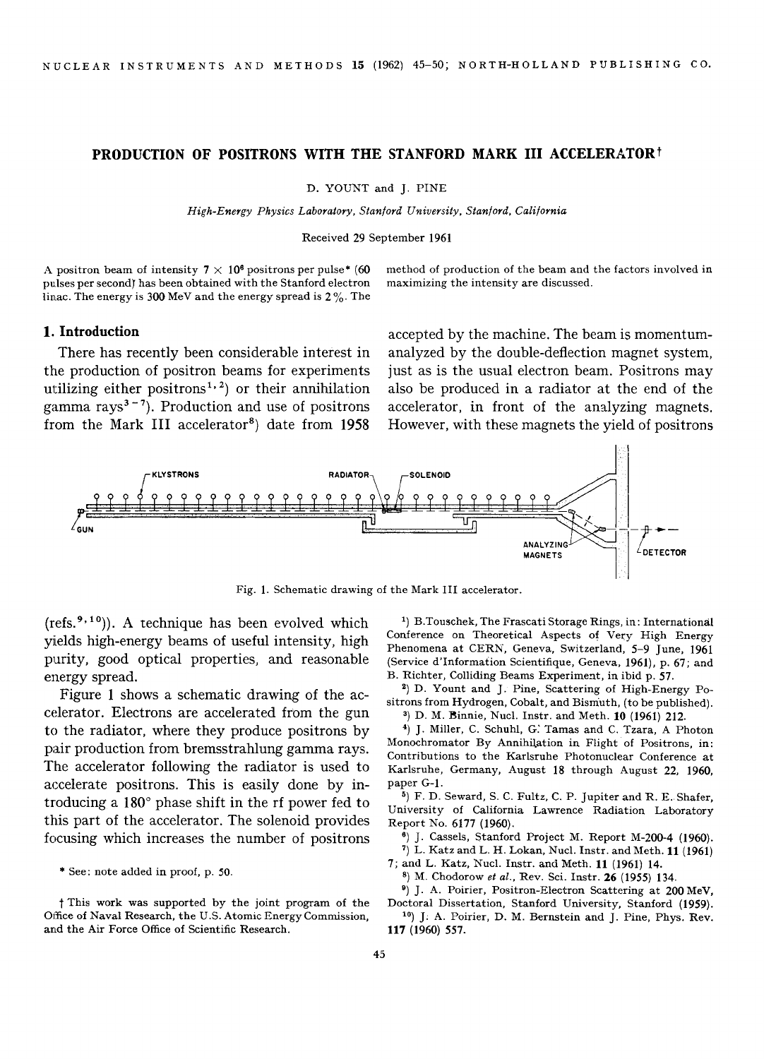# PRODUCTION OF POSITRONS WITH THE STANFORD MARK III ACCELERATOR†

D. YOUNT and J. PINE

*High-Energy Physics Laboratory, Stanford University, Stanford, California*

Received 29 September 1961

A positron beam of intensity $7 \times 10^6$ positrons per pulse* (60 pulses per second) has been obtained with the Stanford electron linac. The energy is 300 MeV and the energy spread is 2 %. The method of production of the beam and the factors involved in maximizing the intensity are discussed.

## 1. Introduction

There has recently been considerable interest in the production of positron beams for experiments utilizing either positrons[1,2]) or their annihilation gamma rays[3-7]). Production and use of positrons from the Mark III accelerator[8]) date from 1958 accepted by the machine. The beam is momentum-analyzed by the double-deflection magnet system, just as is the usual electron beam. Positrons may also be produced in a radiator at the end of the accelerator, in front of the analyzing magnets. However, with these magnets the yield of positrons (refs.[9,10])). A technique has been evolved which yields high-energy beams of useful intensity, high purity, good optical properties, and reasonable energy spread.

Figure 1 shows a schematic drawing of the accelerator. Electrons are accelerated from the gun to the radiator, where they produce positrons by pair production from bremsstrahlung gamma rays. The accelerator following the radiator is used to accelerate positrons. This is easily done by introducing a 180° phase shift in the rf power fed to this part of the accelerator. The solenoid provides focusing which increases the number of positrons

Fig. 1. Schematic drawing of the Mark III accelerator.

\* See: note added in proof, p. 50.

† This work was supported by the joint program of the Office of Naval Research, the U.S. Atomic Energy Commission, and the Air Force Office of Scientific Research.

1) B. Touschek, The Frascati Storage Rings, in: International Conference on Theoretical Aspects of Very High Energy Phenomena at CERN, Geneva, Switzerland, 5–9 June, 1961 (Service d'Information Scientifique, Geneva, 1961), p. 67; and B. Richter, Colliding Beams Experiment, in ibid p. 57.

2) D. Yount and J. Pine, Scattering of High-Energy Positrons from Hydrogen, Cobalt, and Bismuth, (to be published).

3) D. M. Binnie, Nucl. Instr. and Meth. **10** (1961) 212.

4) J. Miller, C. Schuhl, G. Tamas and C. Tzara, A Photon Monochromator By Annihilation in Flight of Positrons, in: Contributions to the Karlsruhe Photonuclear Conference at Karlsruhe, Germany, August 18 through August 22, 1960, paper G-1.

5) F. D. Seward, S. C. Fultz, C. P. Jupiter and R. E. Shafer, University of California Lawrence Radiation Laboratory Report No. 6177 (1960).

6) J. Cassels, Stanford Project M. Report M-200-4 (1960).

7) L. Katz and L. H. Lokan, Nucl. Instr. and Meth. **11** (1961) 7; and L. Katz, Nucl. Instr. and Meth. **11** (1961) 14.

8) M. Chodorow *et al.*, Rev. Sci. Instr. **26** (1955) 134.

9) J. A. Poirier, Positron-Electron Scattering at 200 MeV, Doctoral Dissertation, Stanford University, Stanford (1959).

10) J. A. Poirier, D. M. Bernstein and J. Pine, Phys. Rev. **117** (1960) 557.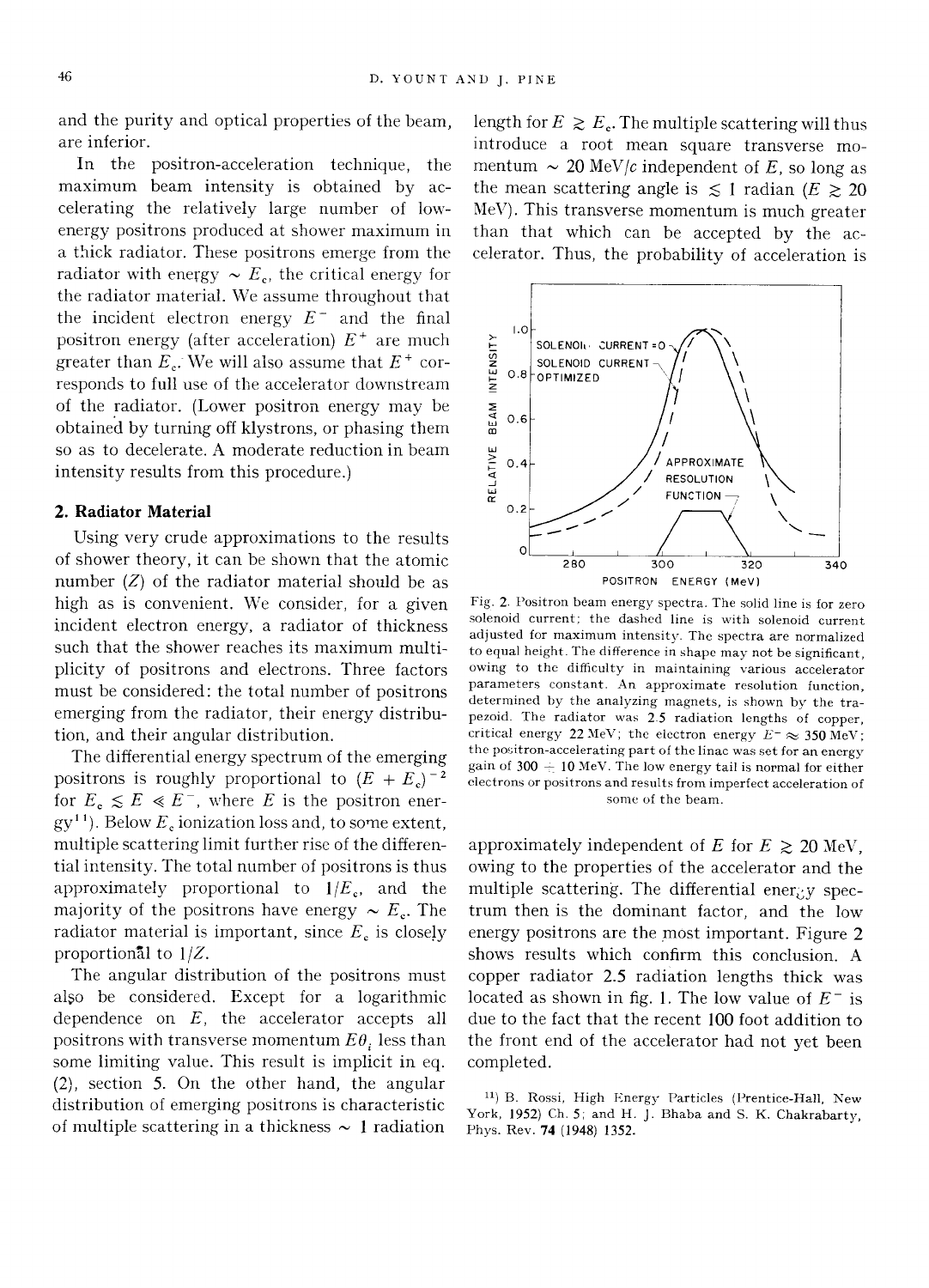and the purity and optical properties of the beam, are inferior.

In the positron-acceleration technique, the maximum beam intensity is obtained by accelerating the relatively large number of low-energy positrons produced at shower maximum in a thick radiator. These positrons emerge from the radiator with energy $\sim E_c$, the critical energy for the radiator material. We assume throughout that the incident electron energy $E^-$ and the final positron energy (after acceleration) $E^+$ are much greater than $E_c$. We will also assume that $E^+$ corresponds to full use of the accelerator downstream of the radiator. (Lower positron energy may be obtained by turning off klystrons, or phasing them so as to decelerate. A moderate reduction in beam intensity results from this procedure.)

## 2. Radiator Material

Using very crude approximations to the results of shower theory, it can be shown that the atomic number ($Z$) of the radiator material should be as high as is convenient. We consider, for a given incident electron energy, a radiator of thickness such that the shower reaches its maximum multiplicity of positrons and electrons. Three factors must be considered: the total number of positrons emerging from the radiator, their energy distribution, and their angular distribution.

The differential energy spectrum of the emerging positrons is roughly proportional to $(E + E_c)^{-2}$ for $E_c \lesssim E \ll E^-$, where $E$ is the positron energy[11]). Below $E_c$ ionization loss and, to some extent, multiple scattering limit further rise of the differential intensity. The total number of positrons is thus approximately proportional to $1/E_c$, and the majority of the positrons have energy $\sim E_c$. The radiator material is important, since $E_c$ is closely proportional to $1/Z$.

The angular distribution of the positrons must also be considered. Except for a logarithmic dependence on $E$, the accelerator accepts all positrons with transverse momentum $E\theta_i$ less than some limiting value. This result is implicit in eq. (2), section 5. On the other hand, the angular distribution of emerging positrons is characteristic of multiple scattering in a thickness $\sim$ 1 radiation length for $E \gtrsim E_c$. The multiple scattering will thus introduce a root mean square transverse momentum $\sim$ 20 MeV/$c$ independent of $E$, so long as the mean scattering angle is $\lesssim$ 1 radian ($E \gtrsim$ 20 MeV). This transverse momentum is much greater than that which can be accepted by the accelerator. Thus, the probability of acceleration is approximately independent of $E$ for $E \gtrsim$ 20 MeV, owing to the properties of the accelerator and the multiple scattering. The differential energy spectrum then is the dominant factor, and the low energy positrons are the most important. Figure 2 shows results which confirm this conclusion. A copper radiator 2.5 radiation lengths thick was located as shown in fig. 1. The low value of $E^-$ is due to the fact that the recent 100 foot addition to the front end of the accelerator had not yet been completed.

Fig. 2. Positron beam energy spectra. The solid line is for zero solenoid current; the dashed line is with solenoid current adjusted for maximum intensity. The spectra are normalized to equal height. The difference in shape may not be significant, owing to the difficulty in maintaining various accelerator parameters constant. An approximate resolution function, determined by the analyzing magnets, is shown by the trapezoid. The radiator was 2.5 radiation lengths of copper, critical energy 22 MeV; the electron energy $E^- \approx$ 350 MeV; the positron-accelerating part of the linac was set for an energy gain of 300 $\pm$ 10 MeV. The low energy tail is normal for either electrons or positrons and results from imperfect acceleration of some of the beam.

[11]) B. Rossi, High Energy Particles (Prentice-Hall, New York, 1952) Ch. 5; and H. J. Bhaba and S. K. Chakrabarty, Phys. Rev. 74 (1948) 1352.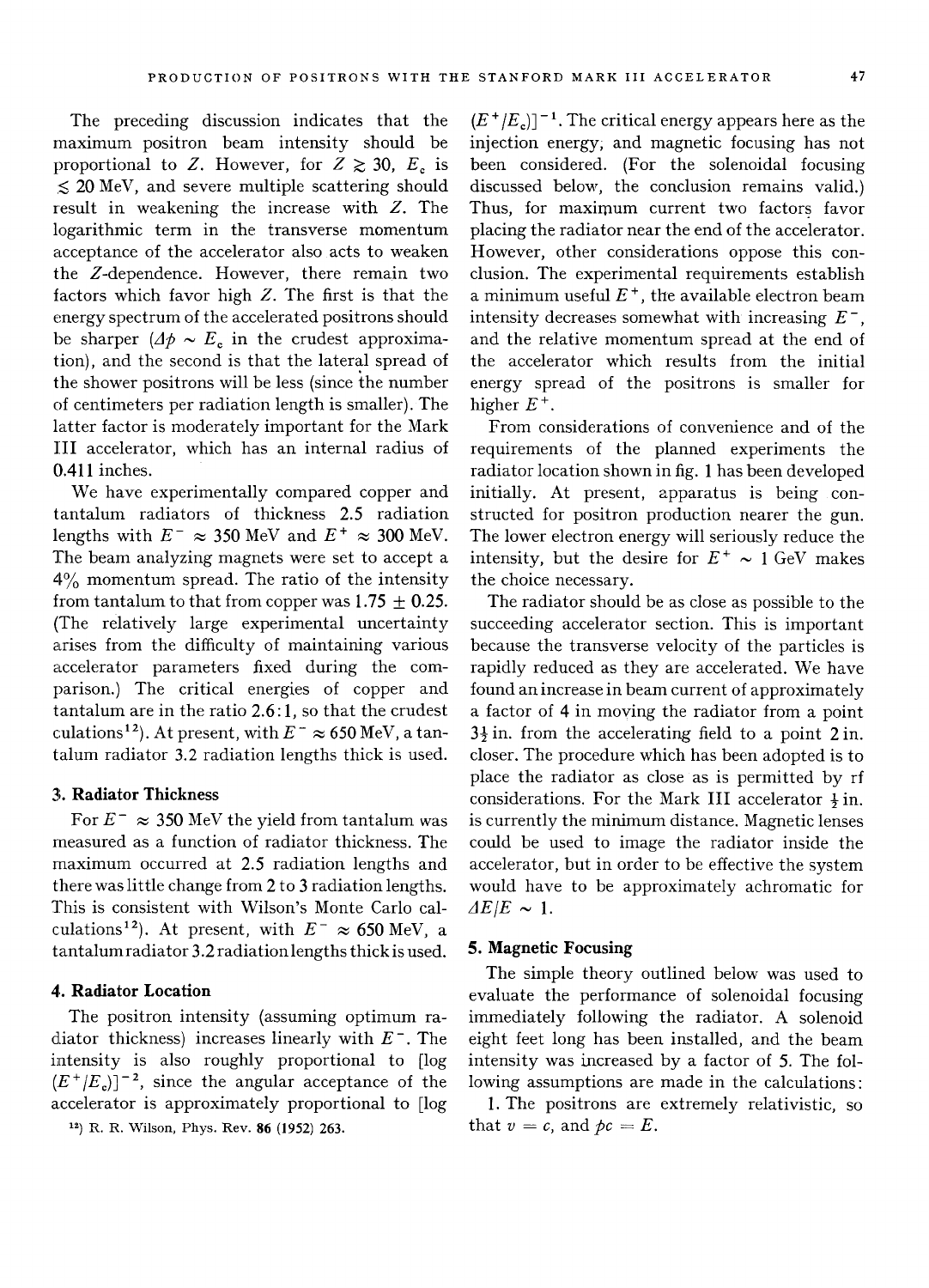The preceding discussion indicates that the maximum positron beam intensity should be proportional to $Z$. However, for $Z \gtrsim 30$, $E_c$ is $\lesssim 20$ MeV, and severe multiple scattering should result in weakening the increase with $Z$. The logarithmic term in the transverse momentum acceptance of the accelerator also acts to weaken the $Z$-dependence. However, there remain two factors which favor high $Z$. The first is that the energy spectrum of the accelerated positrons should be sharper ($\Delta p \sim E_c$ in the crudest approximation), and the second is that the lateral spread of the shower positrons will be less (since the number of centimeters per radiation length is smaller). The latter factor is moderately important for the Mark III accelerator, which has an internal radius of 0.411 inches.

We have experimentally compared copper and tantalum radiators of thickness 2.5 radiation lengths with $E^- \approx 350$ MeV and $E^+ \approx 300$ MeV. The beam analyzing magnets were set to accept a 4% momentum spread. The ratio of the intensity from tantalum to that from copper was $1.75 \pm 0.25$. (The relatively large experimental uncertainty arises from the difficulty of maintaining various accelerator parameters fixed during the comparison.) The critical energies of copper and tantalum are in the ratio 2.6:1, so that the crudest culations[12]). At present, with $E^- \approx 650$ MeV, a tantalum radiator 3.2 radiation lengths thick is used.

### 3. Radiator Thickness

For $E^- \approx 350$ MeV the yield from tantalum was measured as a function of radiator thickness. The maximum occurred at 2.5 radiation lengths and there was little change from 2 to 3 radiation lengths. This is consistent with Wilson's Monte Carlo calculations[12]). At present, with $E^- \approx 650$ MeV, a tantalum radiator 3.2 radiation lengths thick is used.

### 4. Radiator Location

The positron intensity (assuming optimum radiator thickness) increases linearly with $E^-$. The intensity is also roughly proportional to $[\log (E^+/E_c)]^{-2}$, since the angular acceptance of the accelerator is approximately proportional to $[\log (E^+/E_c)]^{-1}$. The critical energy appears here as the injection energy, and magnetic focusing has not been considered. (For the solenoidal focusing discussed below, the conclusion remains valid.) Thus, for maximum current two factors favor placing the radiator near the end of the accelerator. However, other considerations oppose this conclusion. The experimental requirements establish a minimum useful $E^+$, the available electron beam intensity decreases somewhat with increasing $E^-$, and the relative momentum spread at the end of the accelerator which results from the initial energy spread of the positrons is smaller for higher $E^+$.

From considerations of convenience and of the requirements of the planned experiments the radiator location shown in fig. 1 has been developed initially. At present, apparatus is being constructed for positron production nearer the gun. The lower electron energy will seriously reduce the intensity, but the desire for $E^+ \sim 1$ GeV makes the choice necessary.

The radiator should be as close as possible to the succeeding accelerator section. This is important because the transverse velocity of the particles is rapidly reduced as they are accelerated. We have found an increase in beam current of approximately a factor of 4 in moving the radiator from a point $3\frac{1}{2}$ in. from the accelerating field to a point 2 in. closer. The procedure which has been adopted is to place the radiator as close as is permitted by rf considerations. For the Mark III accelerator $\frac{1}{2}$ in. is currently the minimum distance. Magnetic lenses could be used to image the radiator inside the accelerator, but in order to be effective the system would have to be approximately achromatic for $\Delta E/E \sim 1$.

### 5. Magnetic Focusing

The simple theory outlined below was used to evaluate the performance of solenoidal focusing immediately following the radiator. A solenoid eight feet long has been installed, and the beam intensity was increased by a factor of 5. The following assumptions are made in the calculations:

1. The positrons are extremely relativistic, so that $v = c$, and $pc = E$.

[12]) R. R. Wilson, Phys. Rev. **86** (1952) 263.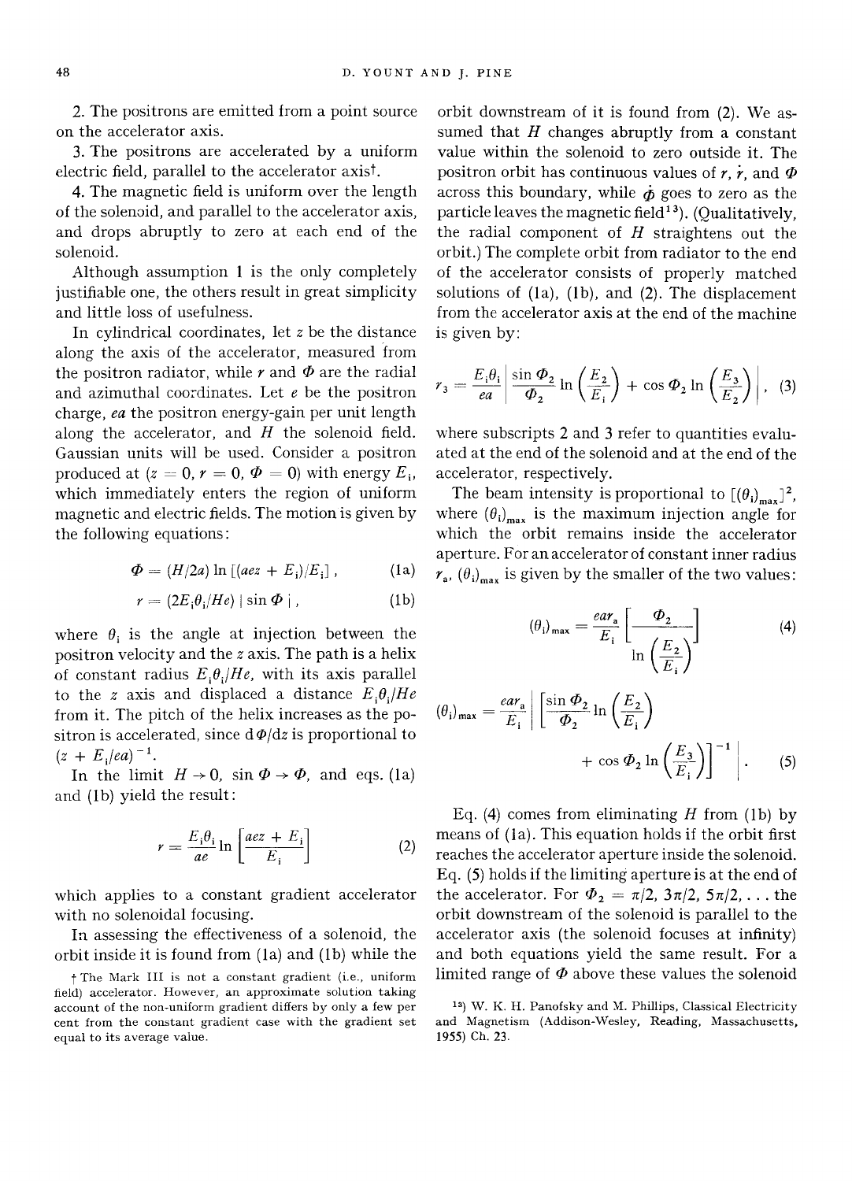2. The positrons are emitted from a point source on the accelerator axis.

3. The positrons are accelerated by a uniform electric field, parallel to the accelerator axis†.

4. The magnetic field is uniform over the length of the solenoid, and parallel to the accelerator axis, and drops abruptly to zero at each end of the solenoid.

Although assumption 1 is the only completely justifiable one, the others result in great simplicity and little loss of usefulness.

In cylindrical coordinates, let $z$ be the distance along the axis of the accelerator, measured from the positron radiator, while $r$ and $\Phi$ are the radial and azimuthal coordinates. Let $e$ be the positron charge, $ea$ the positron energy-gain per unit length along the accelerator, and $H$ the solenoid field. Gaussian units will be used. Consider a positron produced at ($z = 0$, $r = 0$, $\Phi = 0$) with energy $E_i$, which immediately enters the region of uniform magnetic and electric fields. The motion is given by the following equations:

$$\Phi = (H/2a) \ln [(aez + E_i)/E_i] \,, \tag{1a}$$

$$r = (2E_i\theta_i/He) \mid \sin \Phi \mid , \tag{1b}$$

where $\theta_i$ is the angle at injection between the positron velocity and the $z$ axis. The path is a helix of constant radius $E_i\theta_i/He$, with its axis parallel to the $z$ axis and displaced a distance $E_i\theta_i/He$ from it. The pitch of the helix increases as the positron is accelerated, since $\mathrm{d}\Phi/\mathrm{d}z$ is proportional to $(z + E_i/ea)^{-1}$.

In the limit $H \to 0$, $\sin \Phi \to \Phi$, and eqs. (1a) and (1b) yield the result:

$$r = \frac{E_i\theta_i}{ae} \ln \left[\frac{aez + E_i}{E_i}\right] \tag{2}$$

which applies to a constant gradient accelerator with no solenoidal focusing.

In assessing the effectiveness of a solenoid, the orbit inside it is found from (1a) and (1b) while the orbit downstream of it is found from (2). We assumed that $H$ changes abruptly from a constant value within the solenoid to zero outside it. The positron orbit has continuous values of $r$, $\dot{r}$, and $\Phi$ across this boundary, while $\dot{\Phi}$ goes to zero as the particle leaves the magnetic field[13]). (Qualitatively, the radial component of $H$ straightens out the orbit.) The complete orbit from radiator to the end of the accelerator consists of properly matched solutions of (1a), (1b), and (2). The displacement from the accelerator axis at the end of the machine is given by:

$$r_3 = \frac{E_i\theta_i}{ea} \left| \frac{\sin \Phi_2}{\Phi_2} \ln \left(\frac{E_2}{E_i}\right) + \cos \Phi_2 \ln \left(\frac{E_3}{E_2}\right) \right| , \tag{3}$$

where subscripts 2 and 3 refer to quantities evaluated at the end of the solenoid and at the end of the accelerator, respectively.

The beam intensity is proportional to $[(\theta_i)_{\max}]^2$, where $(\theta_i)_{\max}$ is the maximum injection angle for which the orbit remains inside the accelerator aperture. For an accelerator of constant inner radius $r_a$, $(\theta_i)_{\max}$ is given by the smaller of the two values:

$$(\theta_i)_{\max} = \frac{ear_a}{E_i} \left[\frac{\Phi_2}{\ln \left(\frac{E_2}{E_i}\right)}\right] \tag{4}$$

$$(\theta_i)_{\max} = \frac{ear_a}{E_i} \left| \left[\frac{\sin \Phi_2}{\Phi_2} \ln \left(\frac{E_2}{E_i}\right) + \cos \Phi_2 \ln \left(\frac{E_3}{E_i}\right)\right]^{-1} \right| . \tag{5}$$

Eq. (4) comes from eliminating $H$ from (1b) by means of (1a). This equation holds if the orbit first reaches the accelerator aperture inside the solenoid. Eq. (5) holds if the limiting aperture is at the end of the accelerator. For $\Phi_2 = \pi/2, 3\pi/2, 5\pi/2, \ldots$ the orbit downstream of the solenoid is parallel to the accelerator axis (the solenoid focuses at infinity) and both equations yield the same result. For a limited range of $\Phi$ above these values the solenoid

† The Mark III is not a constant gradient (i.e., uniform field) accelerator. However, an approximate solution taking account of the non-uniform gradient differs by only a few per cent from the constant gradient case with the gradient set equal to its average value.

[13]) W. K. H. Panofsky and M. Phillips, Classical Electricity and Magnetism (Addison-Wesley, Reading, Massachusetts, 1955) Ch. 23.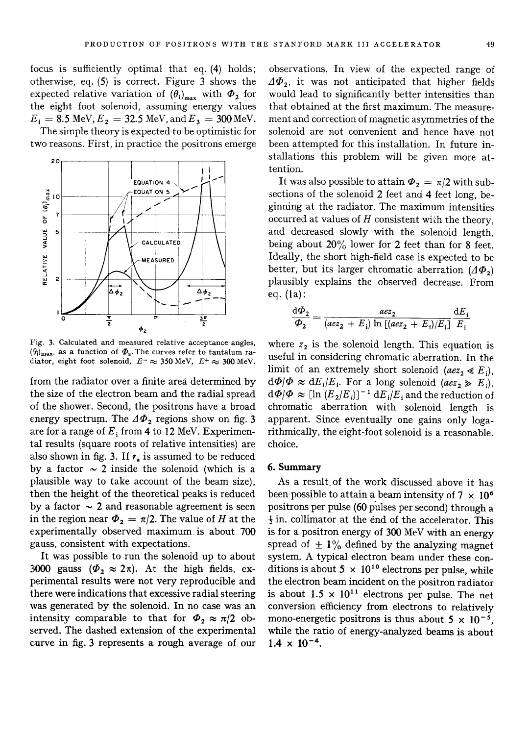focus is sufficiently optimal that eq. (4) holds; otherwise, eq. (5) is correct. Figure 3 shows the expected relative variation of $(\theta_i)_{max}$ with $\Phi_2$ for the eight foot solenoid, assuming energy values $E_i = 8.5$ MeV, $E_2 = 32.5$ MeV, and $E_3 = 300$ MeV.

The simple theory is expected to be optimistic for two reasons. First, in practice the positrons emerge from the radiator over a finite area determined by the size of the electron beam and the radial spread of the shower. Second, the positrons have a broad energy spectrum. The $\Delta\Phi_2$ regions show on fig. 3 are for a range of $E_i$ from 4 to 12 MeV. Experimental results (square roots of relative intensities) are also shown in fig. 3. If $r_a$ is assumed to be reduced by a factor $\sim 2$ inside the solenoid (which is a plausible way to take account of the beam size), then the height of the theoretical peaks is reduced by a factor $\sim 2$ and reasonable agreement is seen in the region near $\Phi_2 = \pi/2$. The value of $H$ at the experimentally observed maximum is about 700 gauss, consistent with expectations.

Fig. 3. Calculated and measured relative acceptance angles, $(\theta_i)_{max}$, as a function of $\Phi_2$. The curves refer to tantalum radiator, eight foot solenoid, $E^- \approx 350$ MeV, $E^+ \approx 300$ MeV.

It was possible to run the solenoid up to about 3000 gauss ($\Phi_2 \approx 2\pi$). At the high fields, experimental results were not very reproducible and there were indications that excessive radial steering was generated by the solenoid. In no case was an intensity comparable to that for $\Phi_2 \approx \pi/2$ observed. The dashed extension of the experimental curve in fig. 3 represents a rough average of our observations. In view of the expected range of $\Delta\Phi_2$, it was not anticipated that higher fields would lead to significantly better intensities than that obtained at the first maximum. The measurement and correction of magnetic asymmetries of the solenoid are not convenient and hence have not been attempted for this installation. In future installations this problem will be given more attention.

It was also possible to attain $\Phi_2 = \pi/2$ with subsections of the solenoid 2 feet and 4 feet long, beginning at the radiator. The maximum intensities occurred at values of $H$ consistent with the theory, and decreased slowly with the solenoid length, being about 20% lower for 2 feet than for 8 feet. Ideally, the short high-field case is expected to be better, but its larger chromatic aberration ($\Delta\Phi_2$) plausibly explains the observed decrease. From eq. (1a):

$$\frac{\mathrm{d}\Phi_2}{\Phi_2} = \frac{aez_2}{(aez_2 + E_i)\ln[(aez_2 + E_i)/E_i]}\frac{\mathrm{d}E_i}{E_i}$$

where $z_2$ is the solenoid length. This equation is useful in considering chromatic aberration. In the limit of an extremely short solenoid ($aez_2 \ll E_i$), $\mathrm{d}\Phi/\Phi \approx \mathrm{d}E_i/E_i$. For a long solenoid ($aez_2 \gg E_i$), $\mathrm{d}\Phi/\Phi \approx [\ln(E_2/E_i)]^{-1}\,\mathrm{d}E_i/E_i$ and the reduction of chromatic aberration with solenoid length is apparent. Since eventually one gains only logarithmically, the eight-foot solenoid is a reasonable choice.

## 6. Summary

As a result of the work discussed above it has been possible to attain a beam intensity of $7 \times 10^6$ positrons per pulse (60 pulses per second) through a $\frac{1}{2}$ in. collimator at the end of the accelerator. This is for a positron energy of 300 MeV with an energy spread of $\pm$ 1% defined by the analyzing magnet system. A typical electron beam under these conditions is about $5 \times 10^{10}$ electrons per pulse, while the electron beam incident on the positron radiator is about $1.5 \times 10^{11}$ electrons per pulse. The net conversion efficiency from electrons to relatively mono-energetic positrons is thus about $5 \times 10^{-5}$, while the ratio of energy-analyzed beams is about $1.4 \times 10^{-4}$.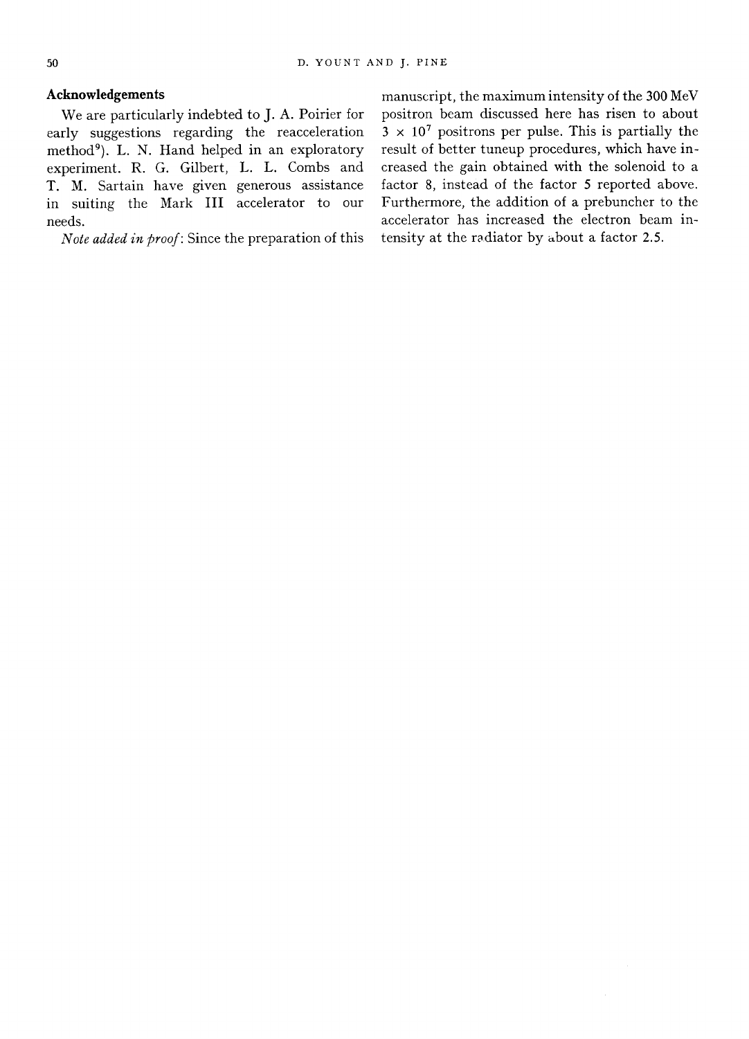## Acknowledgements

We are particularly indebted to J. A. Poirier for early suggestions regarding the reacceleration method[9]. L. N. Hand helped in an exploratory experiment. R. G. Gilbert, L. L. Combs and T. M. Sartain have given generous assistance in suiting the Mark III accelerator to our needs.

*Note added in proof*: Since the preparation of this manuscript, the maximum intensity of the 300 MeV positron beam discussed here has risen to about $3 \times 10^7$ positrons per pulse. This is partially the result of better tuneup procedures, which have increased the gain obtained with the solenoid to a factor 8, instead of the factor 5 reported above. Furthermore, the addition of a prebuncher to the accelerator has increased the electron beam intensity at the radiator by about a factor 2.5.